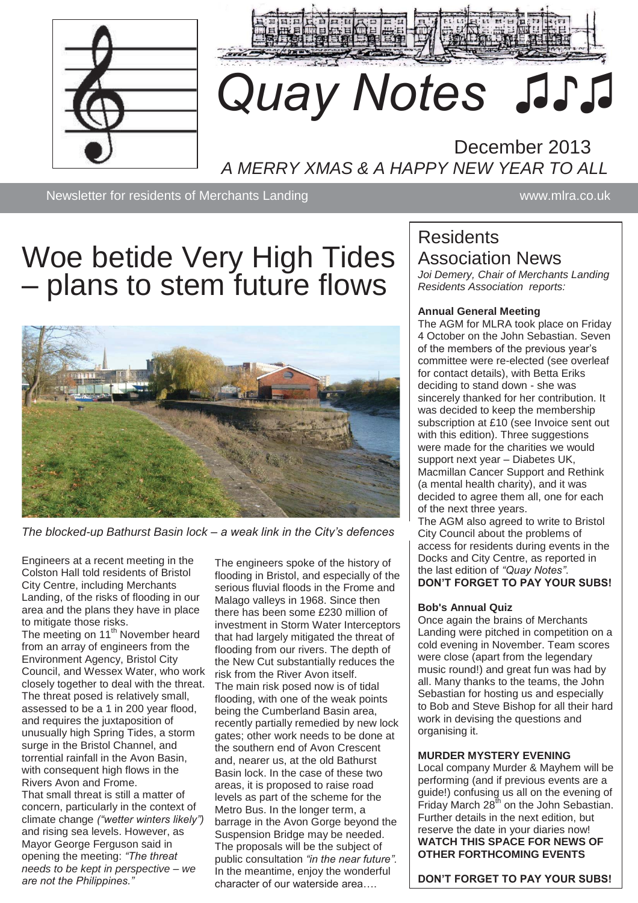# Quay Notes ♫♪♫

December 2013

*A MERRY XMAS & A HAPPY NEW YEAR TO ALL*

Newsletter for residents of Merchants Landing www.mlra.co.uk

# Woe betide Very High Tides – plans to stem future flows

*The blocked-up Bathurst Basin lock – a weak link in the City's defences*

Engineers at a recent meeting in the Colston Hall told residents of Bristol City Centre, including Merchants Landing, of the risks of flooding in our area and the plans they have in place to mitigate those risks.

The meeting on 11th November heard from an array of engineers from the Environment Agency, Bristol City Council, and Wessex Water, who work closely together to deal with the threat. The threat posed is relatively small, assessed to be a 1 in 200 year flood, and requires the juxtaposition of unusually high Spring Tides, a storm surge in the Bristol Channel, and torrential rainfall in the Avon Basin, with consequent high flows in the Rivers Avon and Frome.

That small threat is still a matter of concern, particularly in the context of climate change *("wetter winters likely")* and rising sea levels. However, as Mayor George Ferguson said in opening the meeting: *"The threat needs to be kept in perspective – we are not the Philippines."*

The engineers spoke of the history of flooding in Bristol, and especially of the serious fluvial floods in the Frome and Malago valleys in 1968. Since then there has been some £230 million of investment in Storm Water Interceptors that had largely mitigated the threat of flooding from our rivers. The depth of the New Cut substantially reduces the risk from the River Avon itself.

The main risk posed now is of tidal flooding, with one of the weak points being the Cumberland Basin area, recently partially remedied by new lock gates; other work needs to be done at the southern end of Avon Crescent and, nearer us, at the old Bathurst Basin lock. In the case of these two areas, it is proposed to raise road levels as part of the scheme for the Metro Bus. In the longer term, a barrage in the Avon Gorge beyond the Suspension Bridge may be needed. The proposals will be the subject of public consultation *"in the near future"*. In the meantime, enjoy the wonderful character of our waterside area….

## Residents Association News

*Joi Demery, Chair of Merchants Landing Residents Association reports:*

**Annual General Meeting**

The AGM for MLRA took place on Friday 4 October on the John Sebastian. Seven of the members of the previous year's committee were re-elected (see overleaf for contact details), with Betta Eriks deciding to stand down - she was sincerely thanked for her contribution. It was decided to keep the membership subscription at £10 (see Invoice sent out with this edition). Three suggestions were made for the charities we would support next year – Diabetes UK, Macmillan Cancer Support and Rethink (a mental health charity), and it was decided to agree them all, one for each of the next three years.

The AGM also agreed to write to Bristol City Council about the problems of access for residents during events in the Docks and City Centre, as reported in the last edition of *"Quay Notes"*.

**DON'T FORGET TO PAY YOUR SUBS!**

**Bob's Annual Quiz**

Once again the brains of Merchants Landing were pitched in competition on a cold evening in November. Team scores were close (apart from the legendary music round!) and great fun was had by all. Many thanks to the teams, the John Sebastian for hosting us and especially to Bob and Steve Bishop for all their hard work in devising the questions and organising it.

**MURDER MYSTERY EVENING**

Local company Murder & Mayhem will be performing (and if previous events are a guide!) confusing us all on the evening of Friday March 28th on the John Sebastian. Further details in the next edition, but reserve the date in your diaries now!

**WATCH THIS SPACE FOR NEWS OF OTHER FORTHCOMING EVENTS**

**DON'T FORGET TO PAY YOUR SUBS!**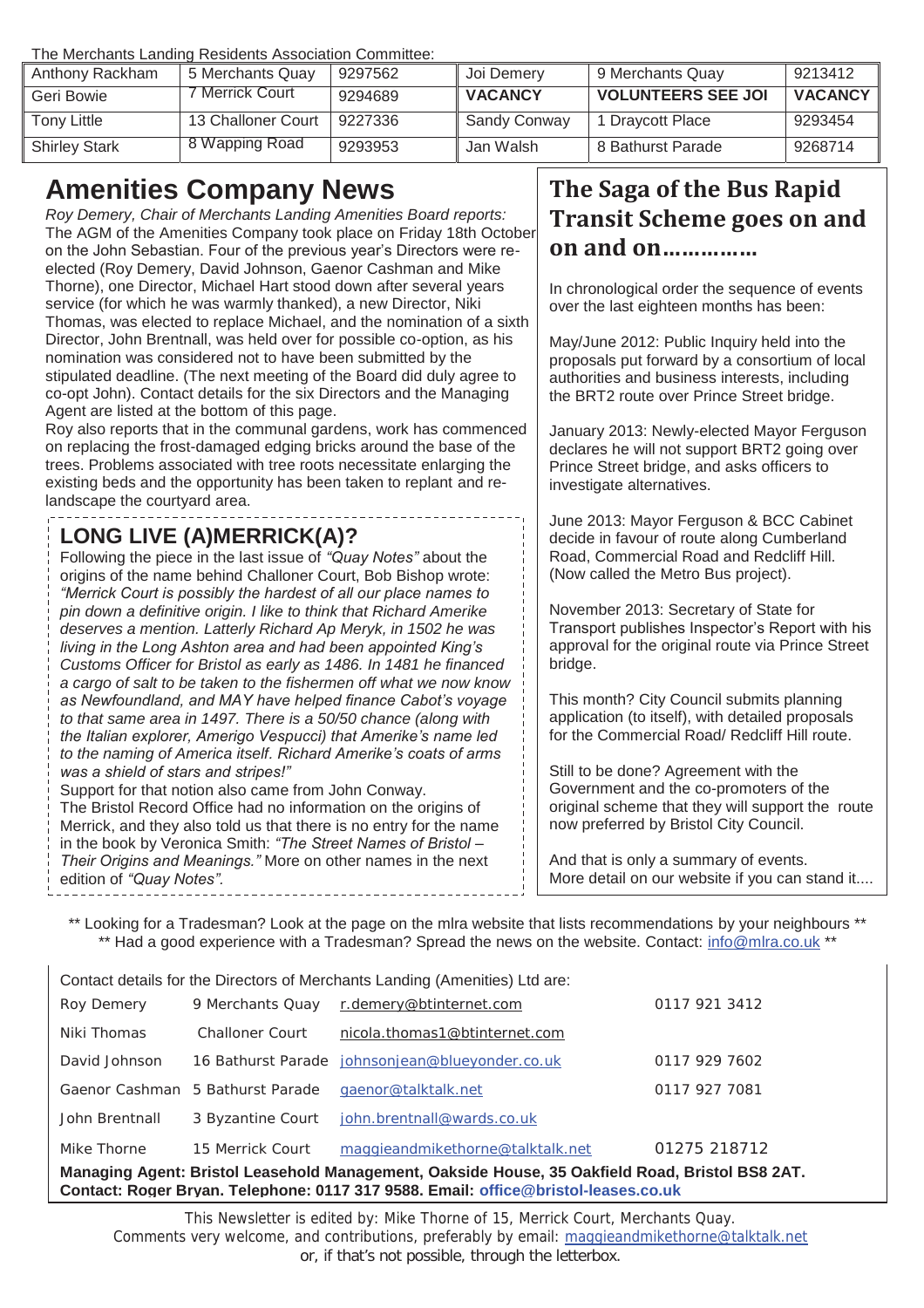The Merchants Landing Residents Association Committee:

| | | | | | |
|---|---|---|---|---|---|
| Anthony Rackham | 5 Merchants Quay | 9297562 | Joi Demery | 9 Merchants Quay | 9213412 |
| Geri Bowie | 7 Merrick Court | 9294689 | **VACANCY** | **VOLUNTEERS SEE JOI** | **VACANCY** |
| Tony Little | 13 Challoner Court | 9227336 | Sandy Conway | 1 Draycott Place | 9293454 |
| Shirley Stark | 8 Wapping Road | 9293953 | Jan Walsh | 8 Bathurst Parade | 9268714 |

# Amenities Company News

*Roy Demery, Chair of Merchants Landing Amenities Board reports:*
The AGM of the Amenities Company took place on Friday 18th October on the John Sebastian. Four of the previous year's Directors were re-elected (Roy Demery, David Johnson, Gaenor Cashman and Mike Thorne), one Director, Michael Hart stood down after several years service (for which he was warmly thanked), a new Director, Niki Thomas, was elected to replace Michael, and the nomination of a sixth Director, John Brentnall, was held over for possible co-option, as his nomination was considered not to have been submitted by the stipulated deadline. (The next meeting of the Board did duly agree to co-opt John). Contact details for the six Directors and the Managing Agent are listed at the bottom of this page.

Roy also reports that in the communal gardens, work has commenced on replacing the frost-damaged edging bricks around the base of the trees. Problems associated with tree roots necessitate enlarging the existing beds and the opportunity has been taken to replant and re-landscape the courtyard area.

## LONG LIVE (A)MERRICK(A)?

Following the piece in the last issue of *"Quay Notes"* about the origins of the name behind Challoner Court, Bob Bishop wrote: *"Merrick Court is possibly the hardest of all our place names to pin down a definitive origin. I like to think that Richard Amerike deserves a mention. Latterly Richard Ap Meryk, in 1502 he was living in the Long Ashton area and had been appointed King's Customs Officer for Bristol as early as 1486. In 1481 he financed a cargo of salt to be taken to the fishermen off what we now know as Newfoundland, and MAY have helped finance Cabot's voyage to that same area in 1497. There is a 50/50 chance (along with the Italian explorer, Amerigo Vespucci) that Amerike's name led to the naming of America itself. Richard Amerike's coats of arms was a shield of stars and stripes!"*

Support for that notion also came from John Conway.

The Bristol Record Office had no information on the origins of Merrick, and they also told us that there is no entry for the name in the book by Veronica Smith: *"The Street Names of Bristol – Their Origins and Meanings."* More on other names in the next edition of *"Quay Notes".*

# The Saga of the Bus Rapid Transit Scheme goes on and on and on……………

In chronological order the sequence of events over the last eighteen months has been:

May/June 2012: Public Inquiry held into the proposals put forward by a consortium of local authorities and business interests, including the BRT2 route over Prince Street bridge.

January 2013: Newly-elected Mayor Ferguson declares he will not support BRT2 going over Prince Street bridge, and asks officers to investigate alternatives.

June 2013: Mayor Ferguson & BCC Cabinet decide in favour of route along Cumberland Road, Commercial Road and Redcliff Hill. (Now called the Metro Bus project).

November 2013: Secretary of State for Transport publishes Inspector's Report with his approval for the original route via Prince Street bridge.

This month? City Council submits planning application (to itself), with detailed proposals for the Commercial Road/ Redcliff Hill route.

Still to be done? Agreement with the Government and the co-promoters of the original scheme that they will support the route now preferred by Bristol City Council.

And that is only a summary of events.
More detail on our website if you can stand it....

\*\* Looking for a Tradesman? Look at the page on the mlra website that lists recommendations by your neighbours \*\*
\*\* Had a good experience with a Tradesman? Spread the news on the website. Contact: info@mlra.co.uk \*\*

Contact details for the Directors of Merchants Landing (Amenities) Ltd are:

| | | | |
|---|---|---|---|
| Roy Demery | 9 Merchants Quay | r.demery@btinternet.com | 0117 921 3412 |
| Niki Thomas | Challoner Court | nicola.thomas1@btinternet.com | |
| David Johnson | 16 Bathurst Parade | johnsonjean@blueyonder.co.uk | 0117 929 7602 |
| Gaenor Cashman | 5 Bathurst Parade | gaenor@talktalk.net | 0117 927 7081 |
| John Brentnall | 3 Byzantine Court | john.brentnall@wards.co.uk | |
| Mike Thorne | 15 Merrick Court | maggieandmikethorne@talktalk.net | 01275 218712 |

**Managing Agent: Bristol Leasehold Management, Oakside House, 35 Oakfield Road, Bristol BS8 2AT.**
**Contact: Roger Bryan. Telephone: 0117 317 9588. Email: office@bristol-leases.co.uk**

This Newsletter is edited by: Mike Thorne of 15, Merrick Court, Merchants Quay.
Comments very welcome, and contributions, preferably by email: maggieandmikethorne@talktalk.net
or, if that's not possible, through the letterbox.